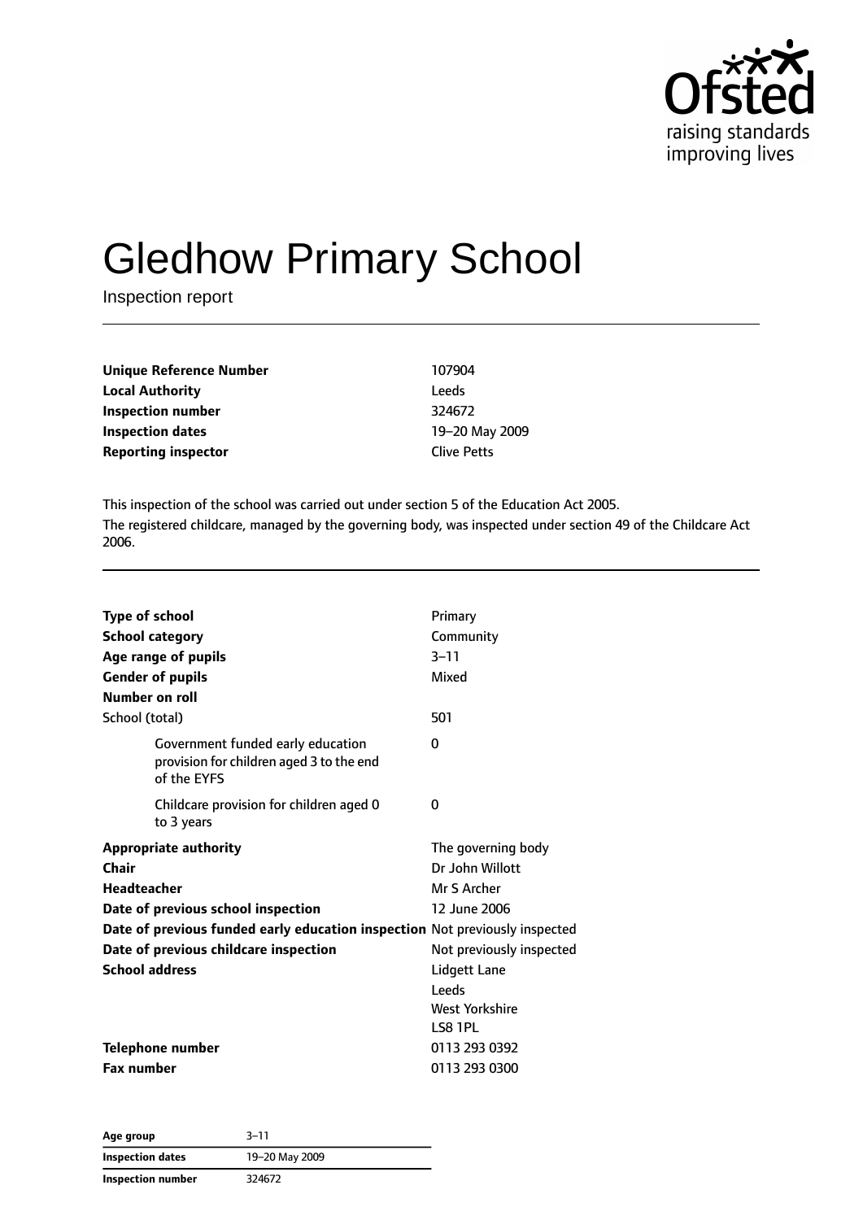# Gledhow Primary School

Inspection report

| | |
|---|---|
| **Unique Reference Number** | 107904 |
| **Local Authority** | Leeds |
| **Inspection number** | 324672 |
| **Inspection dates** | 19–20 May 2009 |
| **Reporting inspector** | Clive Petts |

This inspection of the school was carried out under section 5 of the Education Act 2005.

The registered childcare, managed by the governing body, was inspected under section 49 of the Childcare Act 2006.

| | |
|---|---|
| **Type of school** | Primary |
| **School category** | Community |
| **Age range of pupils** | 3–11 |
| **Gender of pupils** | Mixed |
| **Number on roll** | |
| School (total) | 501 |
| Government funded early education provision for children aged 3 to the end of the EYFS | 0 |
| Childcare provision for children aged 0 to 3 years | 0 |
| **Appropriate authority** | The governing body |
| **Chair** | Dr John Willott |
| **Headteacher** | Mr S Archer |
| **Date of previous school inspection** | 12 June 2006 |
| **Date of previous funded early education inspection** | Not previously inspected |
| **Date of previous childcare inspection** | Not previously inspected |
| **School address** | Lidgett Lane<br>Leeds<br>West Yorkshire<br>LS8 1PL |
| **Telephone number** | 0113 293 0392 |
| **Fax number** | 0113 293 0300 |

| | |
|---|---|
| **Age group** | 3–11 |
| **Inspection dates** | 19–20 May 2009 |
| **Inspection number** | 324672 |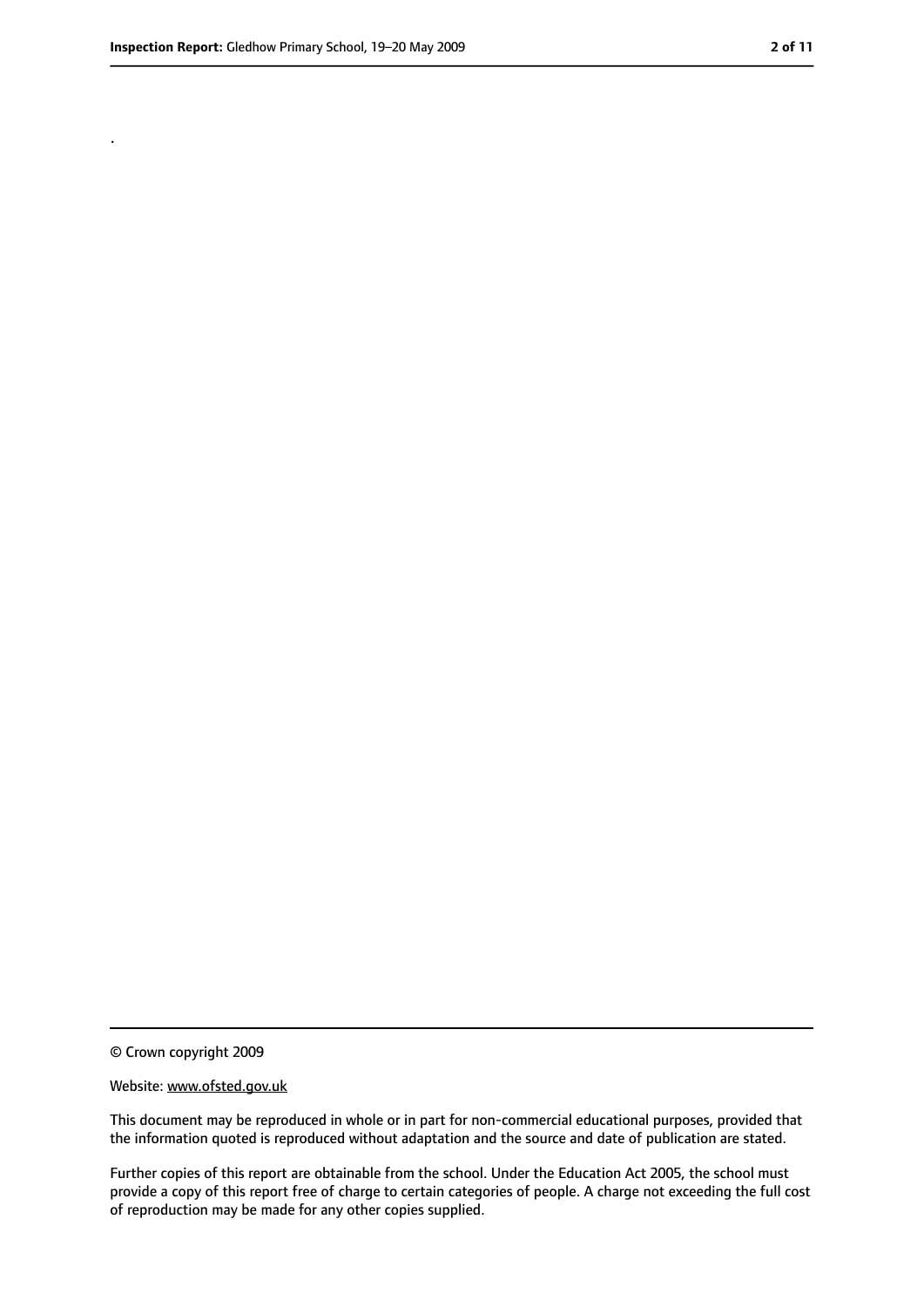.

© Crown copyright 2009

Website: www.ofsted.gov.uk

This document may be reproduced in whole or in part for non-commercial educational purposes, provided that the information quoted is reproduced without adaptation and the source and date of publication are stated.

Further copies of this report are obtainable from the school. Under the Education Act 2005, the school must provide a copy of this report free of charge to certain categories of people. A charge not exceeding the full cost of reproduction may be made for any other copies supplied.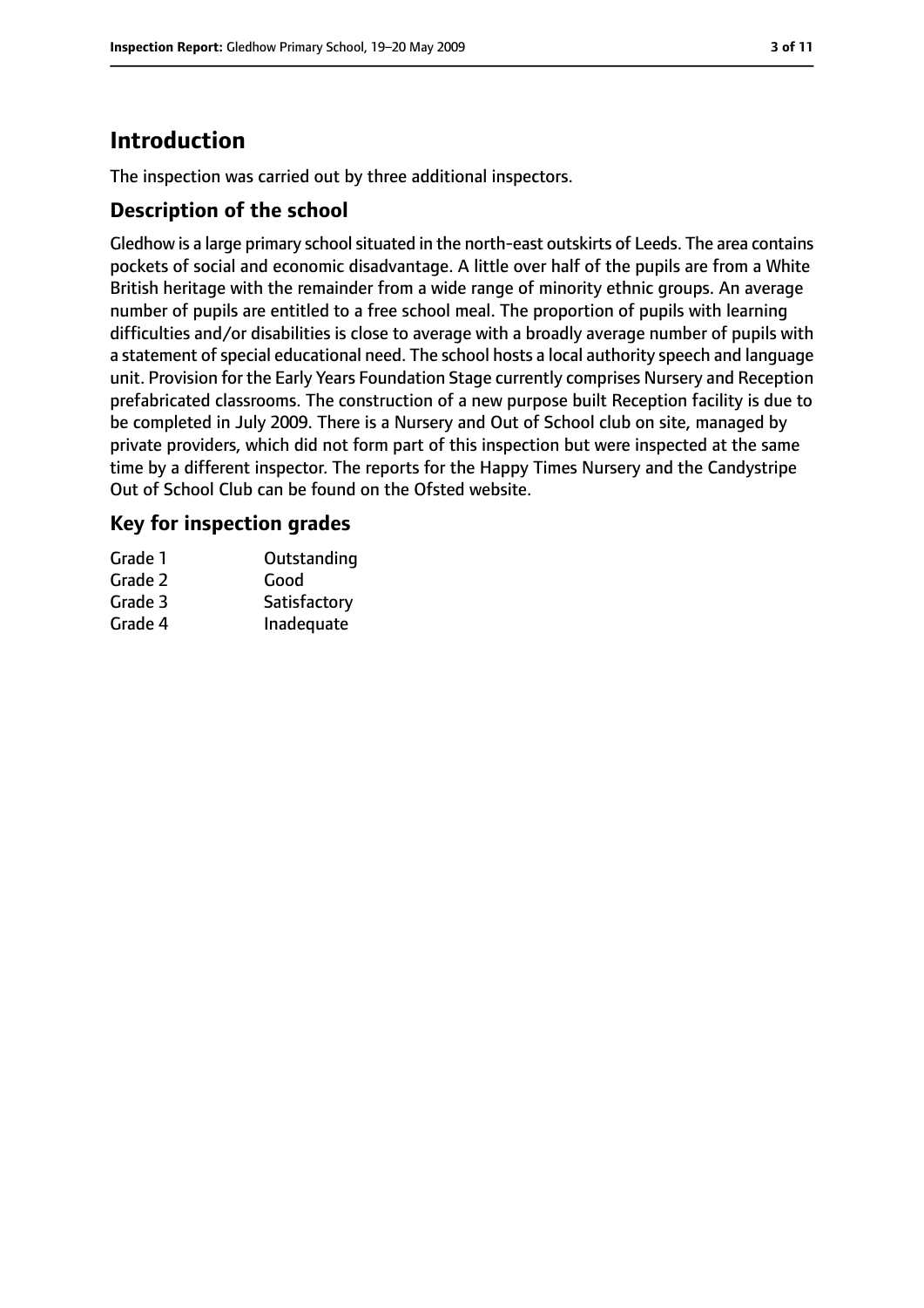# Introduction

The inspection was carried out by three additional inspectors.

## Description of the school

Gledhow is a large primary school situated in the north-east outskirts of Leeds. The area contains pockets of social and economic disadvantage. A little over half of the pupils are from a White British heritage with the remainder from a wide range of minority ethnic groups. An average number of pupils are entitled to a free school meal. The proportion of pupils with learning difficulties and/or disabilities is close to average with a broadly average number of pupils with a statement of special educational need. The school hosts a local authority speech and language unit. Provision for the Early Years Foundation Stage currently comprises Nursery and Reception prefabricated classrooms. The construction of a new purpose built Reception facility is due to be completed in July 2009. There is a Nursery and Out of School club on site, managed by private providers, which did not form part of this inspection but were inspected at the same time by a different inspector. The reports for the Happy Times Nursery and the Candystripe Out of School Club can be found on the Ofsted website.

## Key for inspection grades

| | |
|---|---|
| Grade 1 | Outstanding |
| Grade 2 | Good |
| Grade 3 | Satisfactory |
| Grade 4 | Inadequate |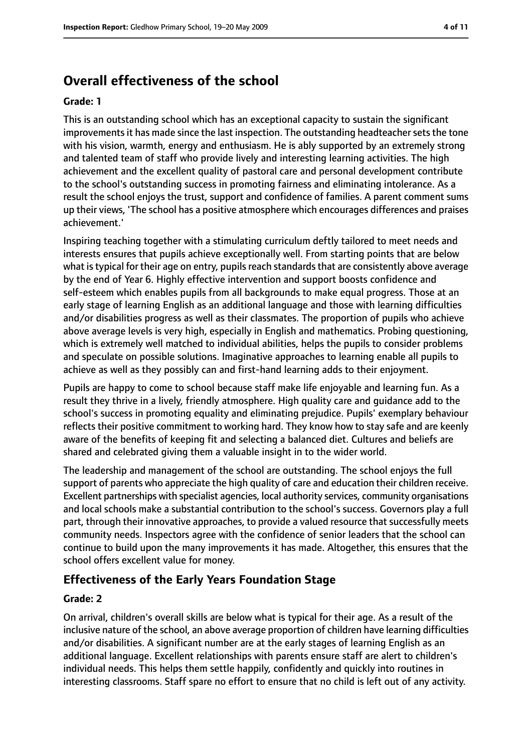## Overall effectiveness of the school

**Grade: 1**

This is an outstanding school which has an exceptional capacity to sustain the significant improvements it has made since the last inspection. The outstanding headteacher sets the tone with his vision, warmth, energy and enthusiasm. He is ably supported by an extremely strong and talented team of staff who provide lively and interesting learning activities. The high achievement and the excellent quality of pastoral care and personal development contribute to the school's outstanding success in promoting fairness and eliminating intolerance. As a result the school enjoys the trust, support and confidence of families. A parent comment sums up their views, 'The school has a positive atmosphere which encourages differences and praises achievement.'

Inspiring teaching together with a stimulating curriculum deftly tailored to meet needs and interests ensures that pupils achieve exceptionally well. From starting points that are below what is typical for their age on entry, pupils reach standards that are consistently above average by the end of Year 6. Highly effective intervention and support boosts confidence and self-esteem which enables pupils from all backgrounds to make equal progress. Those at an early stage of learning English as an additional language and those with learning difficulties and/or disabilities progress as well as their classmates. The proportion of pupils who achieve above average levels is very high, especially in English and mathematics. Probing questioning, which is extremely well matched to individual abilities, helps the pupils to consider problems and speculate on possible solutions. Imaginative approaches to learning enable all pupils to achieve as well as they possibly can and first-hand learning adds to their enjoyment.

Pupils are happy to come to school because staff make life enjoyable and learning fun. As a result they thrive in a lively, friendly atmosphere. High quality care and guidance add to the school's success in promoting equality and eliminating prejudice. Pupils' exemplary behaviour reflects their positive commitment to working hard. They know how to stay safe and are keenly aware of the benefits of keeping fit and selecting a balanced diet. Cultures and beliefs are shared and celebrated giving them a valuable insight in to the wider world.

The leadership and management of the school are outstanding. The school enjoys the full support of parents who appreciate the high quality of care and education their children receive. Excellent partnerships with specialist agencies, local authority services, community organisations and local schools make a substantial contribution to the school's success. Governors play a full part, through their innovative approaches, to provide a valued resource that successfully meets community needs. Inspectors agree with the confidence of senior leaders that the school can continue to build upon the many improvements it has made. Altogether, this ensures that the school offers excellent value for money.

### Effectiveness of the Early Years Foundation Stage

**Grade: 2**

On arrival, children's overall skills are below what is typical for their age. As a result of the inclusive nature of the school, an above average proportion of children have learning difficulties and/or disabilities. A significant number are at the early stages of learning English as an additional language. Excellent relationships with parents ensure staff are alert to children's individual needs. This helps them settle happily, confidently and quickly into routines in interesting classrooms. Staff spare no effort to ensure that no child is left out of any activity.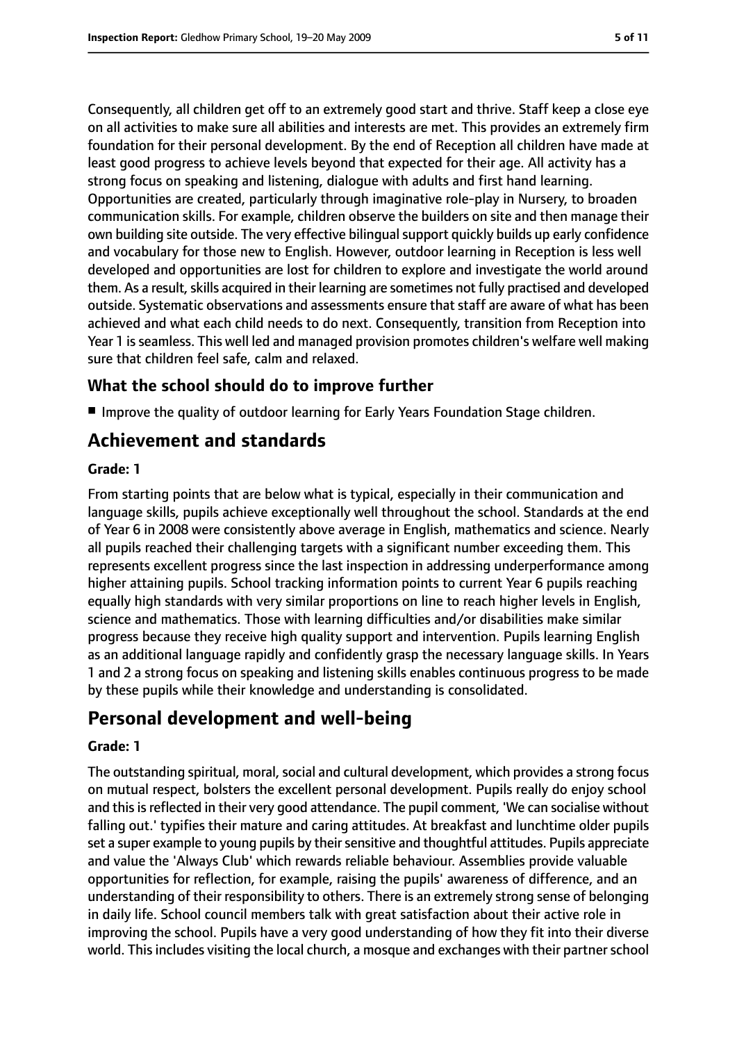Consequently, all children get off to an extremely good start and thrive. Staff keep a close eye on all activities to make sure all abilities and interests are met. This provides an extremely firm foundation for their personal development. By the end of Reception all children have made at least good progress to achieve levels beyond that expected for their age. All activity has a strong focus on speaking and listening, dialogue with adults and first hand learning. Opportunities are created, particularly through imaginative role-play in Nursery, to broaden communication skills. For example, children observe the builders on site and then manage their own building site outside. The very effective bilingual support quickly builds up early confidence and vocabulary for those new to English. However, outdoor learning in Reception is less well developed and opportunities are lost for children to explore and investigate the world around them. As a result, skills acquired in their learning are sometimes not fully practised and developed outside. Systematic observations and assessments ensure that staff are aware of what has been achieved and what each child needs to do next. Consequently, transition from Reception into Year 1 is seamless. This well led and managed provision promotes children's welfare well making sure that children feel safe, calm and relaxed.

### What the school should do to improve further

- Improve the quality of outdoor learning for Early Years Foundation Stage children.

## Achievement and standards

#### Grade: 1

From starting points that are below what is typical, especially in their communication and language skills, pupils achieve exceptionally well throughout the school. Standards at the end of Year 6 in 2008 were consistently above average in English, mathematics and science. Nearly all pupils reached their challenging targets with a significant number exceeding them. This represents excellent progress since the last inspection in addressing underperformance among higher attaining pupils. School tracking information points to current Year 6 pupils reaching equally high standards with very similar proportions on line to reach higher levels in English, science and mathematics. Those with learning difficulties and/or disabilities make similar progress because they receive high quality support and intervention. Pupils learning English as an additional language rapidly and confidently grasp the necessary language skills. In Years 1 and 2 a strong focus on speaking and listening skills enables continuous progress to be made by these pupils while their knowledge and understanding is consolidated.

## Personal development and well-being

#### Grade: 1

The outstanding spiritual, moral, social and cultural development, which provides a strong focus on mutual respect, bolsters the excellent personal development. Pupils really do enjoy school and this is reflected in their very good attendance. The pupil comment, 'We can socialise without falling out.' typifies their mature and caring attitudes. At breakfast and lunchtime older pupils set a super example to young pupils by their sensitive and thoughtful attitudes. Pupils appreciate and value the 'Always Club' which rewards reliable behaviour. Assemblies provide valuable opportunities for reflection, for example, raising the pupils' awareness of difference, and an understanding of their responsibility to others. There is an extremely strong sense of belonging in daily life. School council members talk with great satisfaction about their active role in improving the school. Pupils have a very good understanding of how they fit into their diverse world. This includes visiting the local church, a mosque and exchanges with their partner school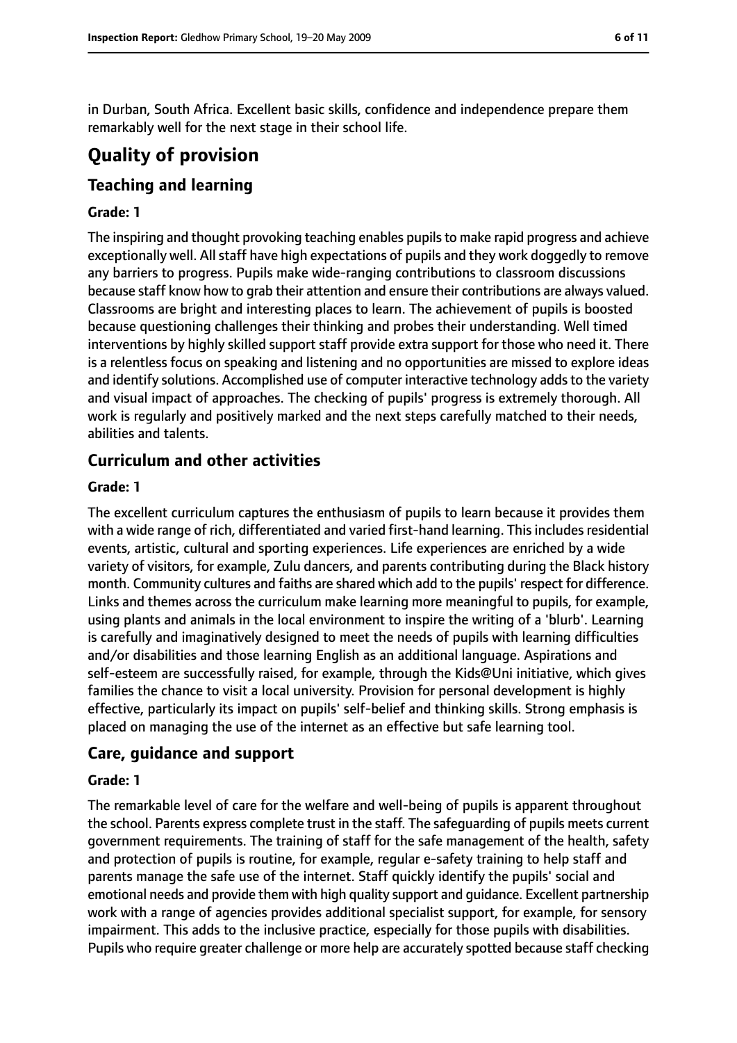in Durban, South Africa. Excellent basic skills, confidence and independence prepare them remarkably well for the next stage in their school life.

# Quality of provision

## Teaching and learning

### Grade: 1

The inspiring and thought provoking teaching enables pupils to make rapid progress and achieve exceptionally well. All staff have high expectations of pupils and they work doggedly to remove any barriers to progress. Pupils make wide-ranging contributions to classroom discussions because staff know how to grab their attention and ensure their contributions are always valued. Classrooms are bright and interesting places to learn. The achievement of pupils is boosted because questioning challenges their thinking and probes their understanding. Well timed interventions by highly skilled support staff provide extra support for those who need it. There is a relentless focus on speaking and listening and no opportunities are missed to explore ideas and identify solutions. Accomplished use of computer interactive technology adds to the variety and visual impact of approaches. The checking of pupils' progress is extremely thorough. All work is regularly and positively marked and the next steps carefully matched to their needs, abilities and talents.

## Curriculum and other activities

### Grade: 1

The excellent curriculum captures the enthusiasm of pupils to learn because it provides them with a wide range of rich, differentiated and varied first-hand learning. This includes residential events, artistic, cultural and sporting experiences. Life experiences are enriched by a wide variety of visitors, for example, Zulu dancers, and parents contributing during the Black history month. Community cultures and faiths are shared which add to the pupils' respect for difference. Links and themes across the curriculum make learning more meaningful to pupils, for example, using plants and animals in the local environment to inspire the writing of a 'blurb'. Learning is carefully and imaginatively designed to meet the needs of pupils with learning difficulties and/or disabilities and those learning English as an additional language. Aspirations and self-esteem are successfully raised, for example, through the Kids@Uni initiative, which gives families the chance to visit a local university. Provision for personal development is highly effective, particularly its impact on pupils' self-belief and thinking skills. Strong emphasis is placed on managing the use of the internet as an effective but safe learning tool.

## Care, guidance and support

### Grade: 1

The remarkable level of care for the welfare and well-being of pupils is apparent throughout the school. Parents express complete trust in the staff. The safeguarding of pupils meets current government requirements. The training of staff for the safe management of the health, safety and protection of pupils is routine, for example, regular e-safety training to help staff and parents manage the safe use of the internet. Staff quickly identify the pupils' social and emotional needs and provide them with high quality support and guidance. Excellent partnership work with a range of agencies provides additional specialist support, for example, for sensory impairment. This adds to the inclusive practice, especially for those pupils with disabilities. Pupils who require greater challenge or more help are accurately spotted because staff checking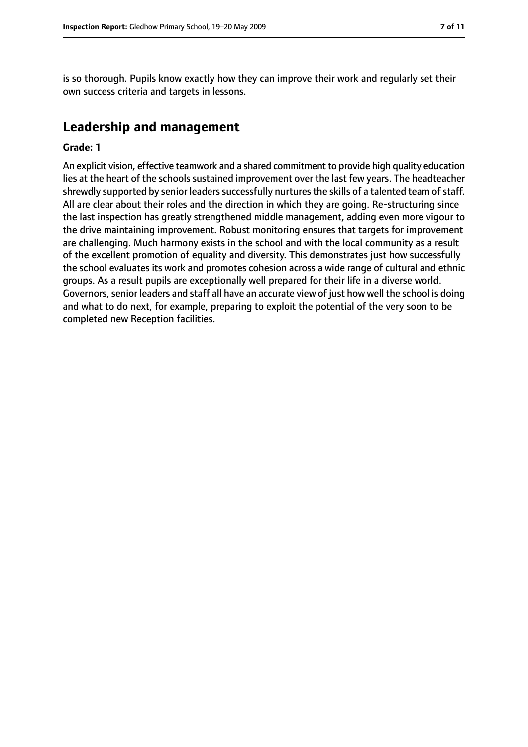is so thorough. Pupils know exactly how they can improve their work and regularly set their own success criteria and targets in lessons.

## Leadership and management

**Grade: 1**

An explicit vision, effective teamwork and a shared commitment to provide high quality education lies at the heart of the schools sustained improvement over the last few years. The headteacher shrewdly supported by senior leaders successfully nurtures the skills of a talented team of staff. All are clear about their roles and the direction in which they are going. Re-structuring since the last inspection has greatly strengthened middle management, adding even more vigour to the drive maintaining improvement. Robust monitoring ensures that targets for improvement are challenging. Much harmony exists in the school and with the local community as a result of the excellent promotion of equality and diversity. This demonstrates just how successfully the school evaluates its work and promotes cohesion across a wide range of cultural and ethnic groups. As a result pupils are exceptionally well prepared for their life in a diverse world. Governors, senior leaders and staff all have an accurate view of just how well the school is doing and what to do next, for example, preparing to exploit the potential of the very soon to be completed new Reception facilities.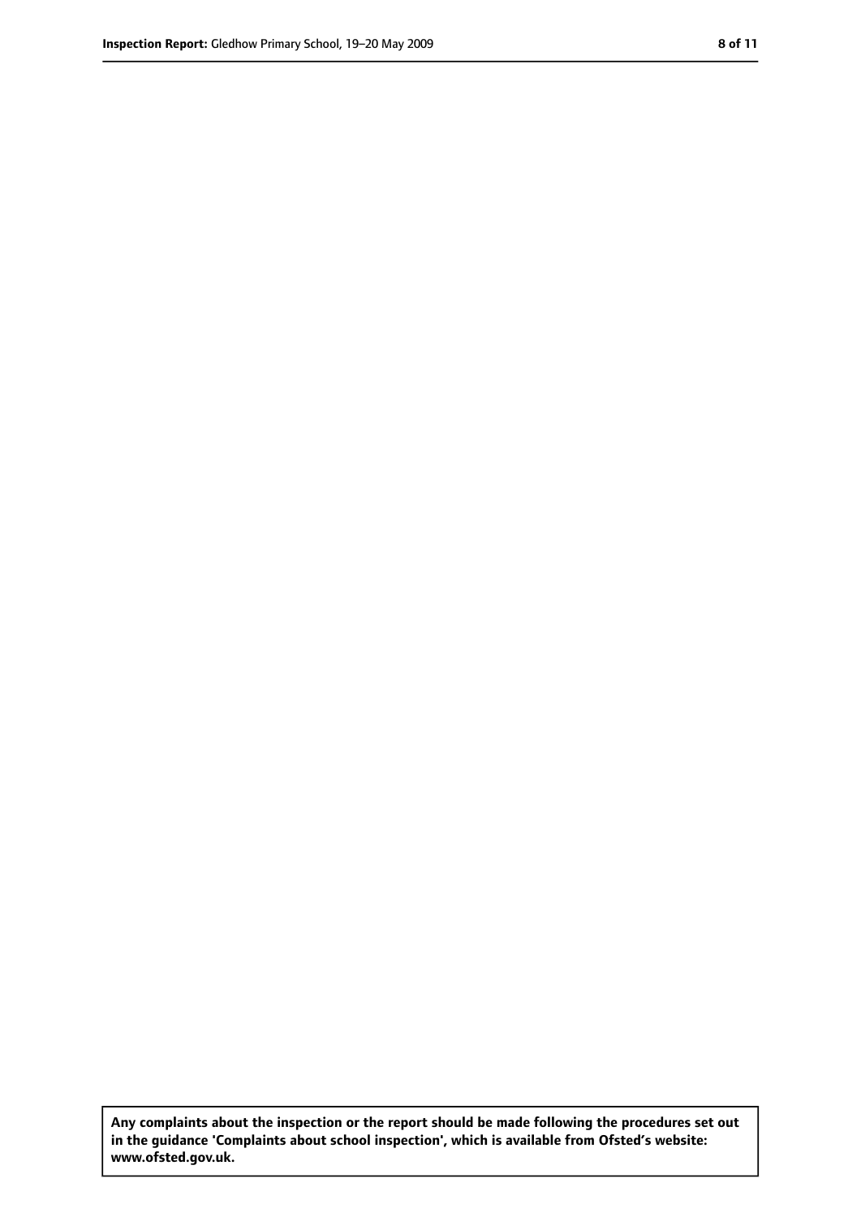**Any complaints about the inspection or the report should be made following the procedures set out in the guidance 'Complaints about school inspection', which is available from Ofsted's website: www.ofsted.gov.uk.**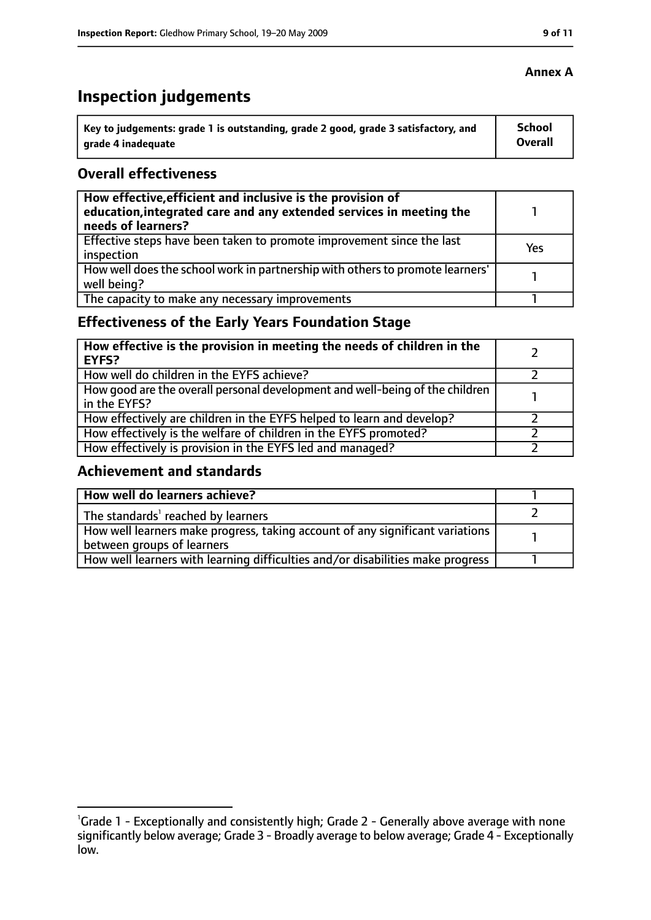**Annex A**

# Inspection judgements

| Key to judgements: grade 1 is outstanding, grade 2 good, grade 3 satisfactory, and grade 4 inadequate | School Overall |
| --- | --- |

## Overall effectiveness

| | |
| --- | --- |
| **How effective, efficient and inclusive is the provision of education, integrated care and any extended services in meeting the needs of learners?** | 1 |
| Effective steps have been taken to promote improvement since the last inspection | Yes |
| How well does the school work in partnership with others to promote learners' well being? | 1 |
| The capacity to make any necessary improvements | 1 |

## Effectiveness of the Early Years Foundation Stage

| | |
| --- | --- |
| **How effective is the provision in meeting the needs of children in the EYFS?** | 2 |
| How well do children in the EYFS achieve? | 2 |
| How good are the overall personal development and well-being of the children in the EYFS? | 1 |
| How effectively are children in the EYFS helped to learn and develop? | 2 |
| How effectively is the welfare of children in the EYFS promoted? | 2 |
| How effectively is provision in the EYFS led and managed? | 2 |

## Achievement and standards

| | |
| --- | --- |
| **How well do learners achieve?** | 1 |
| The standards[1] reached by learners | 2 |
| How well learners make progress, taking account of any significant variations between groups of learners | 1 |
| How well learners with learning difficulties and/or disabilities make progress | 1 |

[1]Grade 1 - Exceptionally and consistently high; Grade 2 - Generally above average with none significantly below average; Grade 3 - Broadly average to below average; Grade 4 - Exceptionally low.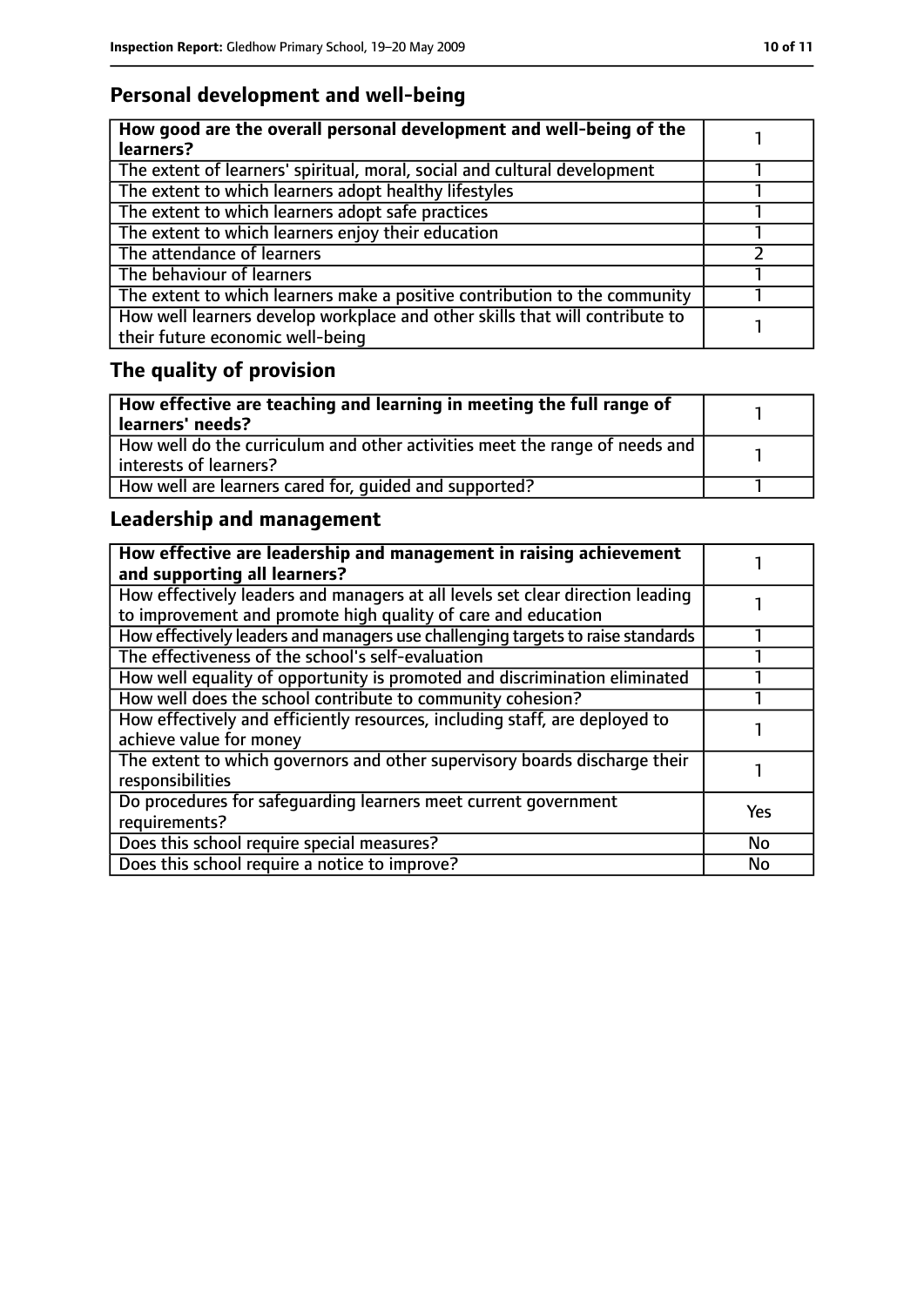## Personal development and well-being

| How good are the overall personal development and well-being of the learners? | 1 |
|---|---|
| The extent of learners' spiritual, moral, social and cultural development | 1 |
| The extent to which learners adopt healthy lifestyles | 1 |
| The extent to which learners adopt safe practices | 1 |
| The extent to which learners enjoy their education | 1 |
| The attendance of learners | 2 |
| The behaviour of learners | 1 |
| The extent to which learners make a positive contribution to the community | 1 |
| How well learners develop workplace and other skills that will contribute to their future economic well-being | 1 |

## The quality of provision

| How effective are teaching and learning in meeting the full range of learners' needs? | 1 |
|---|---|
| How well do the curriculum and other activities meet the range of needs and interests of learners? | 1 |
| How well are learners cared for, guided and supported? | 1 |

## Leadership and management

| How effective are leadership and management in raising achievement and supporting all learners? | 1 |
|---|---|
| How effectively leaders and managers at all levels set clear direction leading to improvement and promote high quality of care and education | 1 |
| How effectively leaders and managers use challenging targets to raise standards | 1 |
| The effectiveness of the school's self-evaluation | 1 |
| How well equality of opportunity is promoted and discrimination eliminated | 1 |
| How well does the school contribute to community cohesion? | 1 |
| How effectively and efficiently resources, including staff, are deployed to achieve value for money | 1 |
| The extent to which governors and other supervisory boards discharge their responsibilities | 1 |
| Do procedures for safeguarding learners meet current government requirements? | Yes |
| Does this school require special measures? | No |
| Does this school require a notice to improve? | No |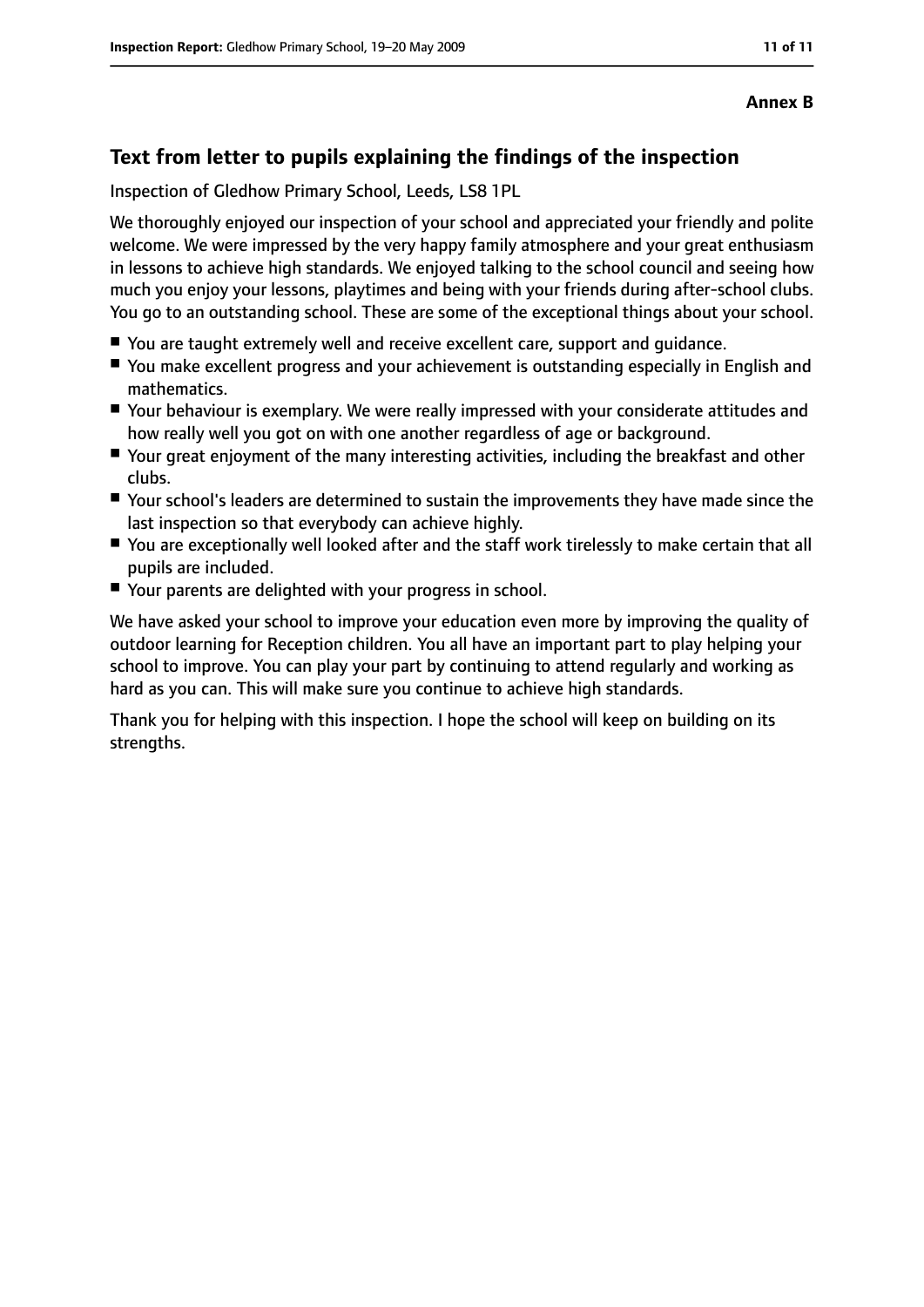**Annex B**

## Text from letter to pupils explaining the findings of the inspection

Inspection of Gledhow Primary School, Leeds, LS8 1PL

We thoroughly enjoyed our inspection of your school and appreciated your friendly and polite welcome. We were impressed by the very happy family atmosphere and your great enthusiasm in lessons to achieve high standards. We enjoyed talking to the school council and seeing how much you enjoy your lessons, playtimes and being with your friends during after-school clubs. You go to an outstanding school. These are some of the exceptional things about your school.

- You are taught extremely well and receive excellent care, support and guidance.
- You make excellent progress and your achievement is outstanding especially in English and mathematics.
- Your behaviour is exemplary. We were really impressed with your considerate attitudes and how really well you got on with one another regardless of age or background.
- Your great enjoyment of the many interesting activities, including the breakfast and other clubs.
- Your school's leaders are determined to sustain the improvements they have made since the last inspection so that everybody can achieve highly.
- You are exceptionally well looked after and the staff work tirelessly to make certain that all pupils are included.
- Your parents are delighted with your progress in school.

We have asked your school to improve your education even more by improving the quality of outdoor learning for Reception children. You all have an important part to play helping your school to improve. You can play your part by continuing to attend regularly and working as hard as you can. This will make sure you continue to achieve high standards.

Thank you for helping with this inspection. I hope the school will keep on building on its strengths.